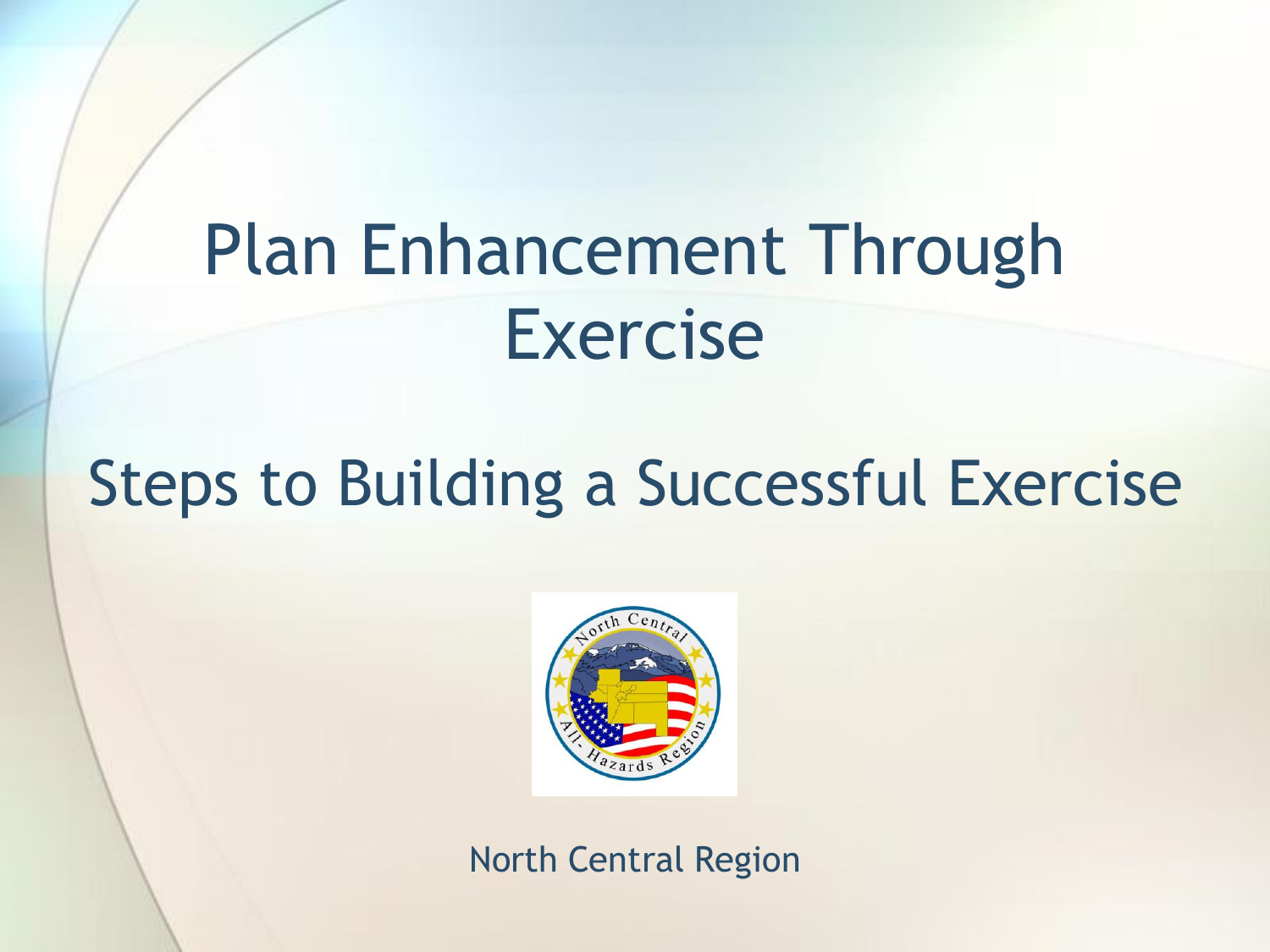# Plan Enhancement Through Exercise

## Steps to Building a Successful Exercise

North Central Region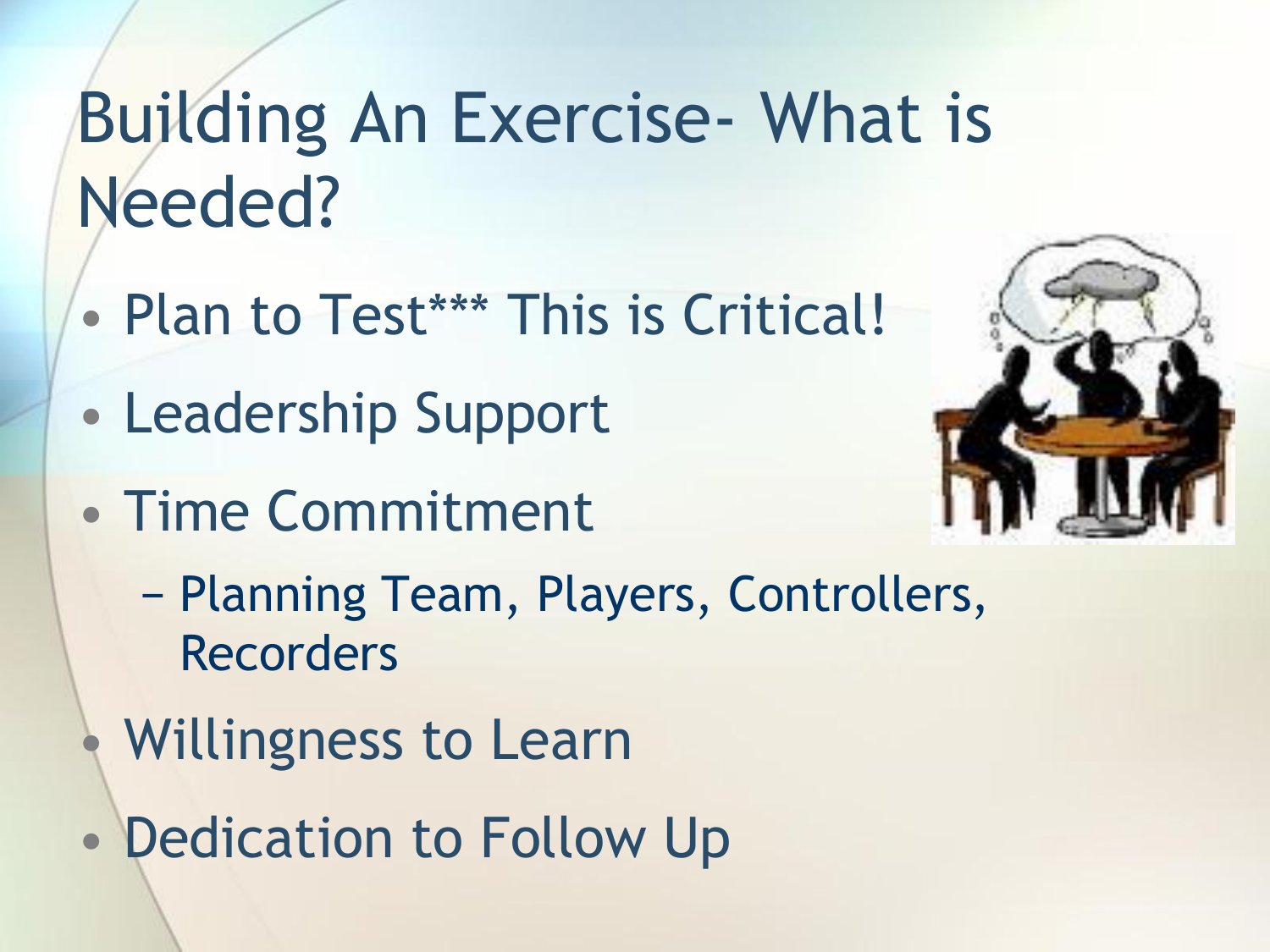# Building An Exercise- What is Needed?

- Plan to Test*** This is Critical!
- Leadership Support
- Time Commitment
  - Planning Team, Players, Controllers, Recorders
- Willingness to Learn
- Dedication to Follow Up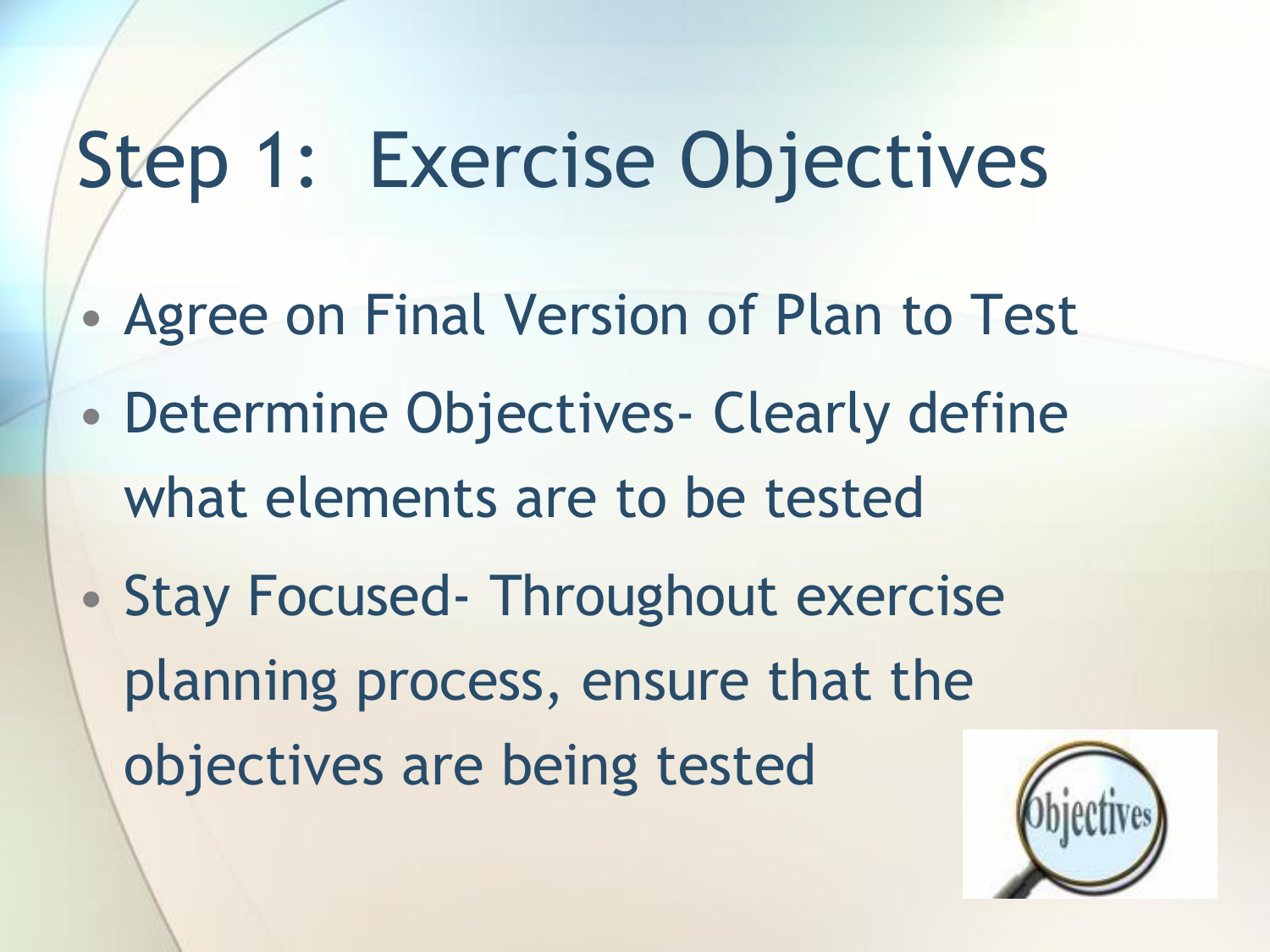# Step 1: Exercise Objectives

- Agree on Final Version of Plan to Test
- Determine Objectives- Clearly define what elements are to be tested
- Stay Focused- Throughout exercise planning process, ensure that the objectives are being tested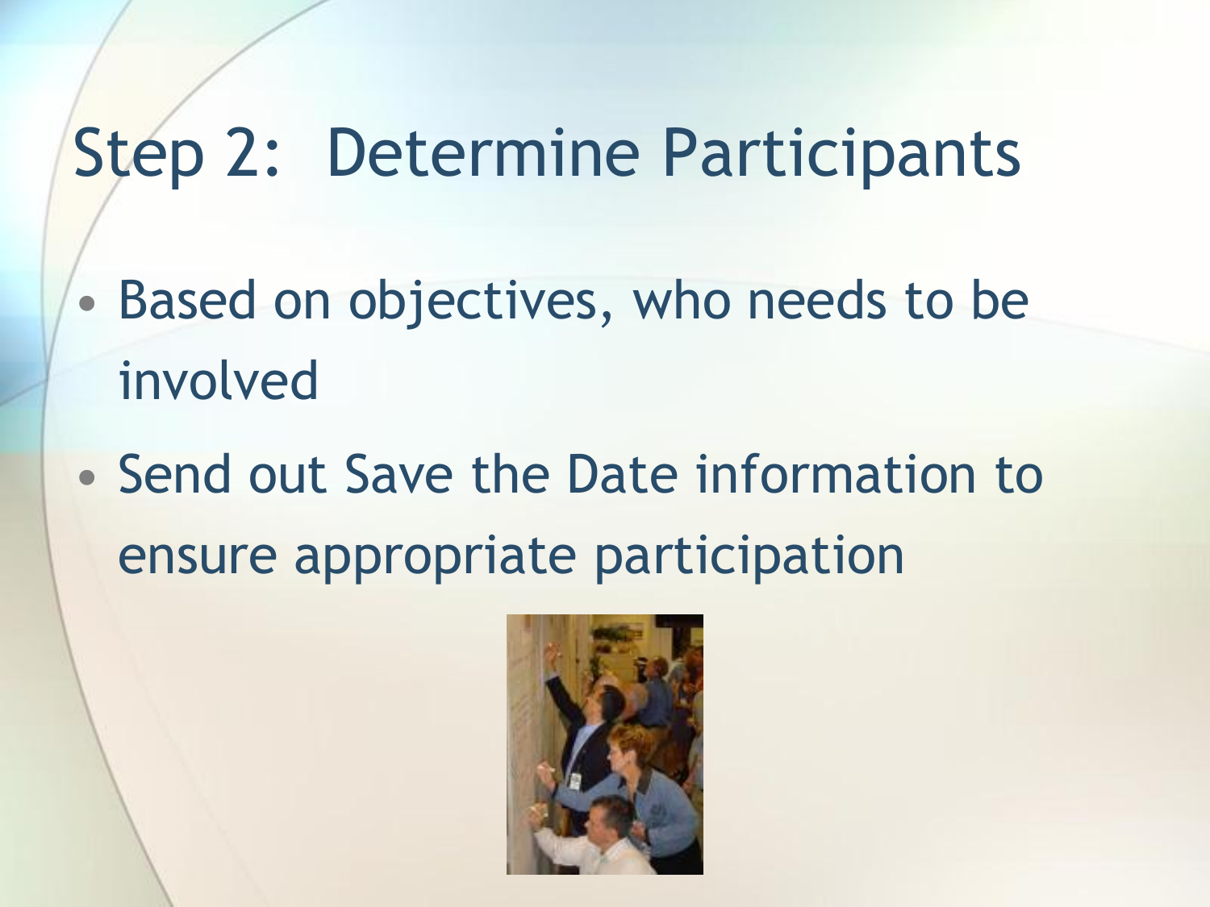# Step 2: Determine Participants

- Based on objectives, who needs to be involved
- Send out Save the Date information to ensure appropriate participation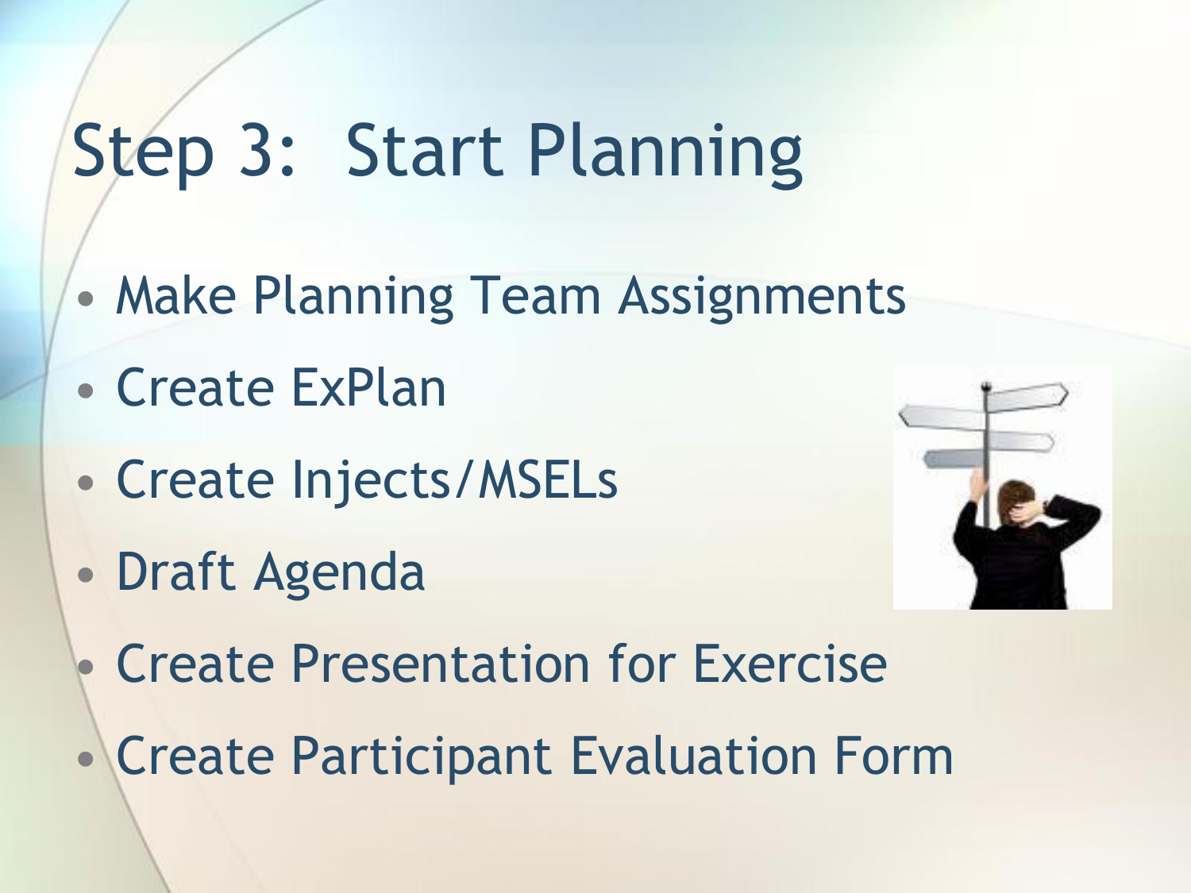# Step 3: Start Planning

- Make Planning Team Assignments
- Create ExPlan
- Create Injects/MSELs
- Draft Agenda
- Create Presentation for Exercise
- Create Participant Evaluation Form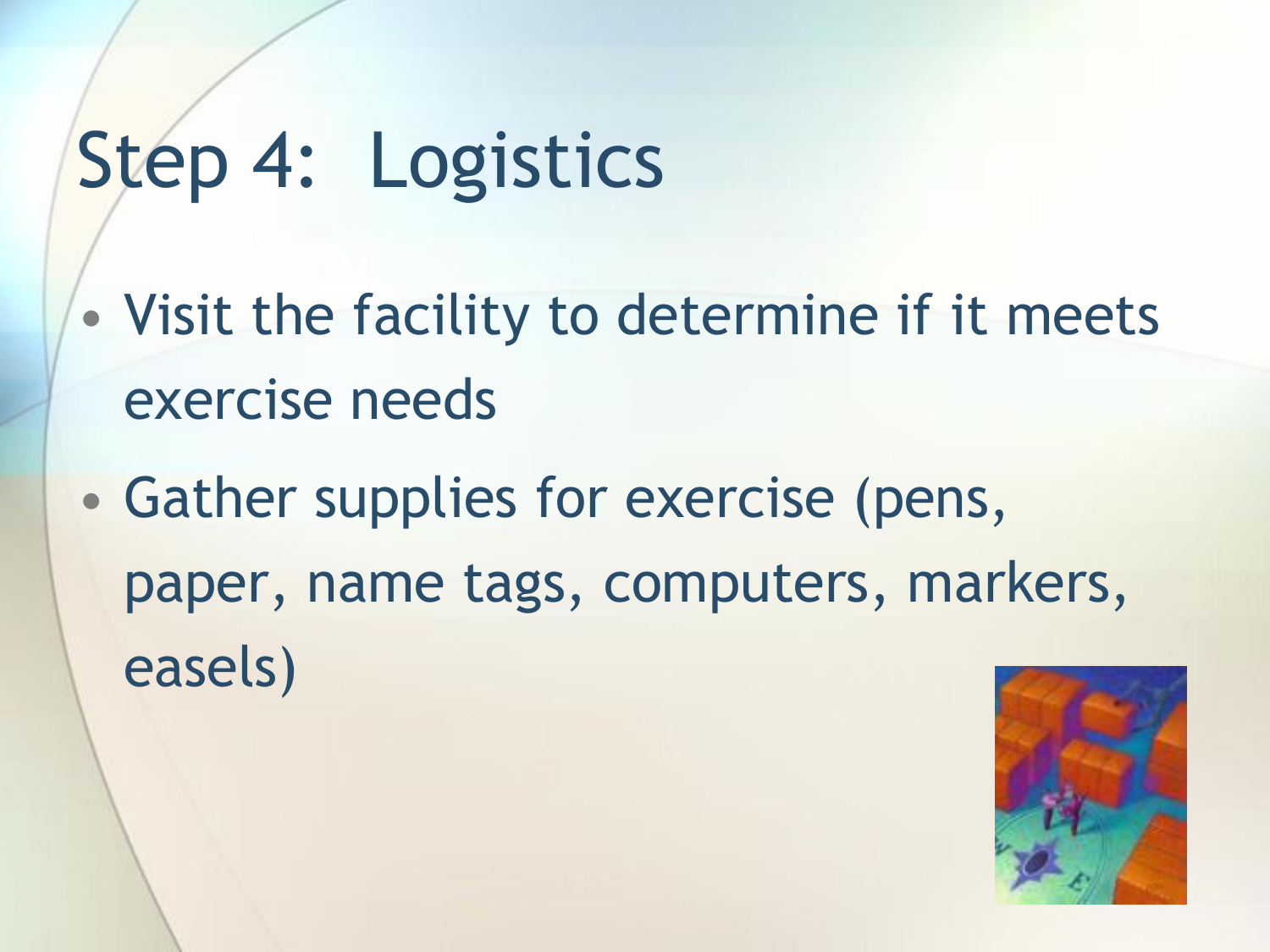# Step 4: Logistics

- Visit the facility to determine if it meets exercise needs
- Gather supplies for exercise (pens, paper, name tags, computers, markers, easels)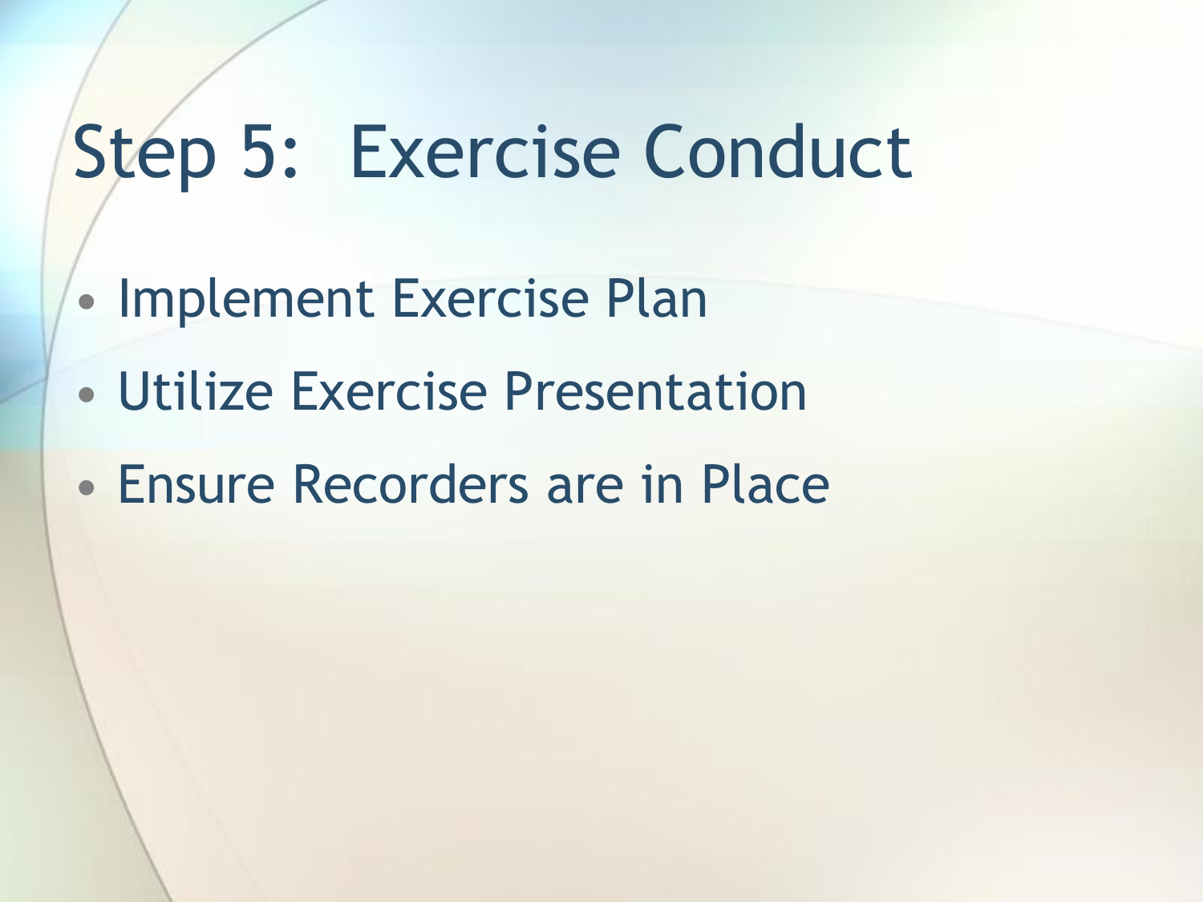# Step 5: Exercise Conduct

- Implement Exercise Plan
- Utilize Exercise Presentation
- Ensure Recorders are in Place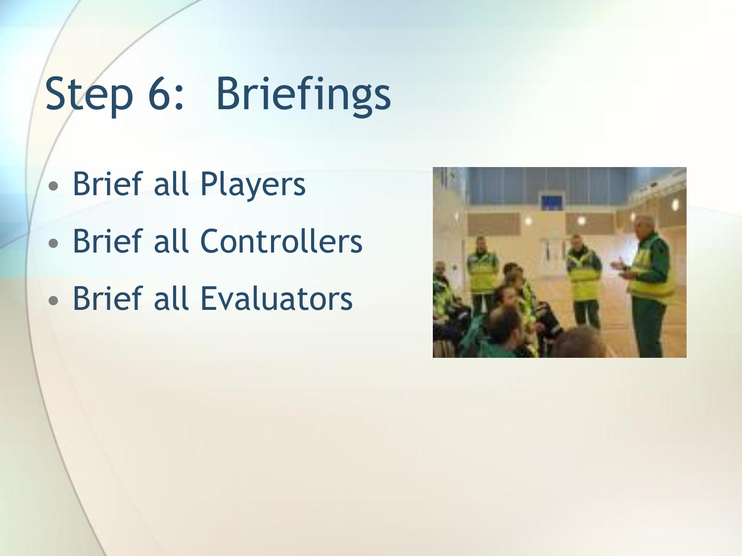# Step 6: Briefings

- Brief all Players
- Brief all Controllers
- Brief all Evaluators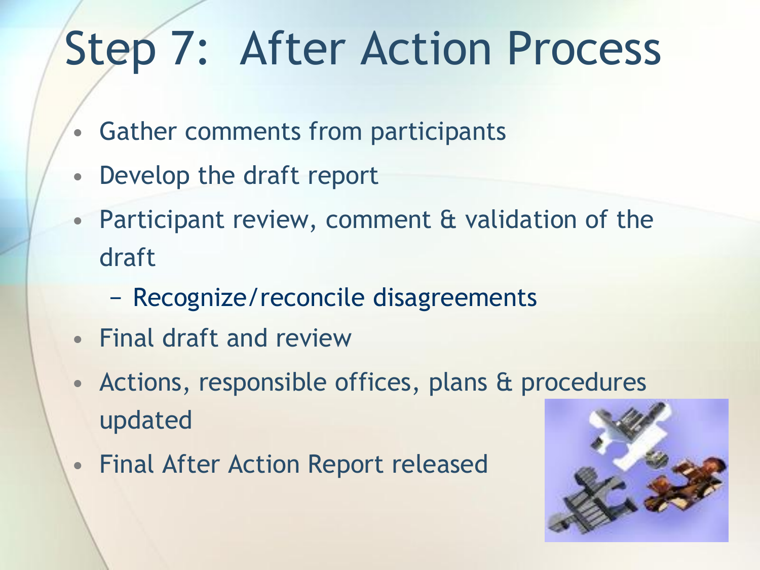# Step 7: After Action Process

- Gather comments from participants
- Develop the draft report
- Participant review, comment & validation of the draft
  - Recognize/reconcile disagreements
- Final draft and review
- Actions, responsible offices, plans & procedures updated
- Final After Action Report released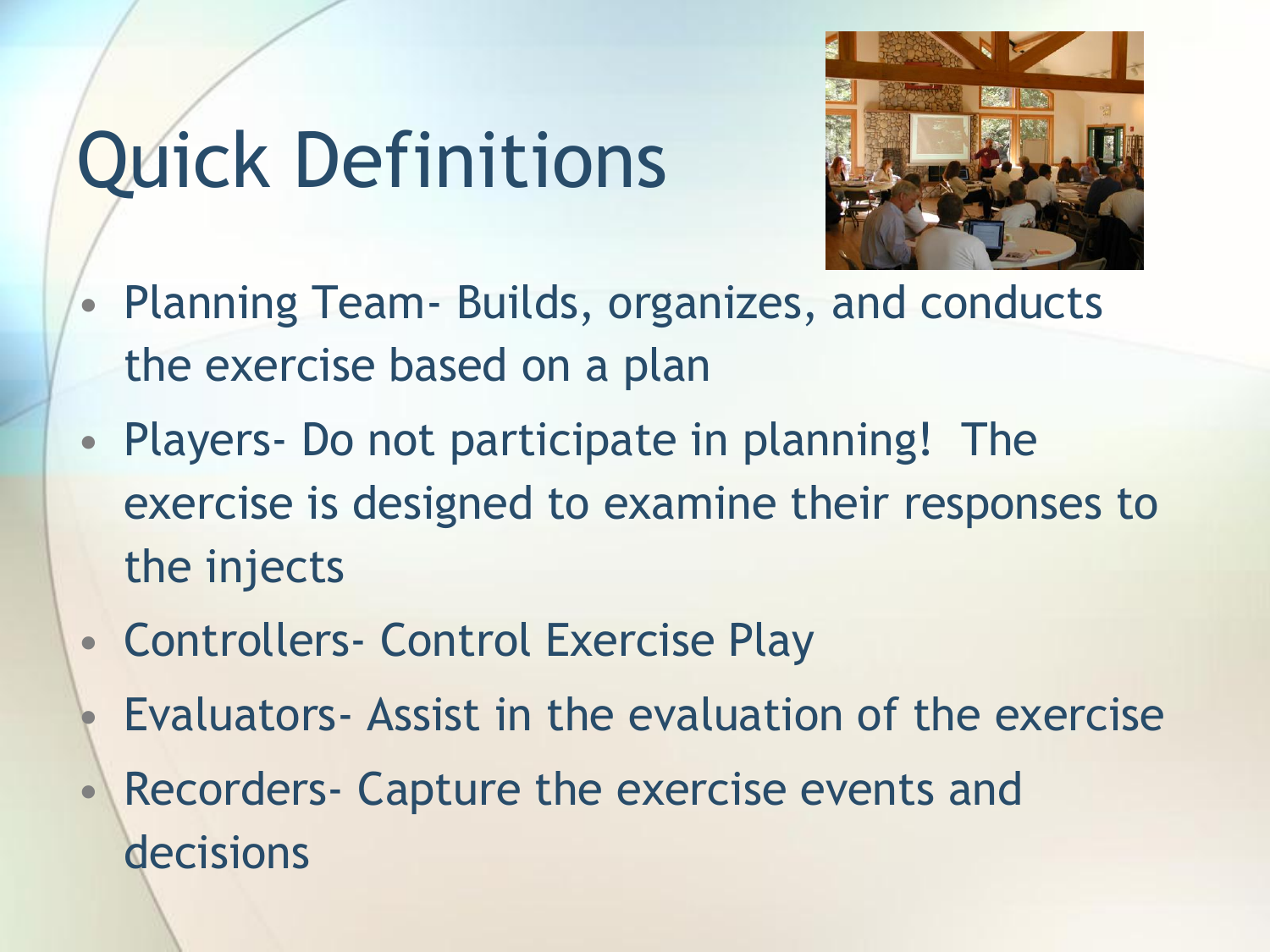# Quick Definitions

- Planning Team- Builds, organizes, and conducts the exercise based on a plan
- Players- Do not participate in planning! The exercise is designed to examine their responses to the injects
- Controllers- Control Exercise Play
- Evaluators- Assist in the evaluation of the exercise
- Recorders- Capture the exercise events and decisions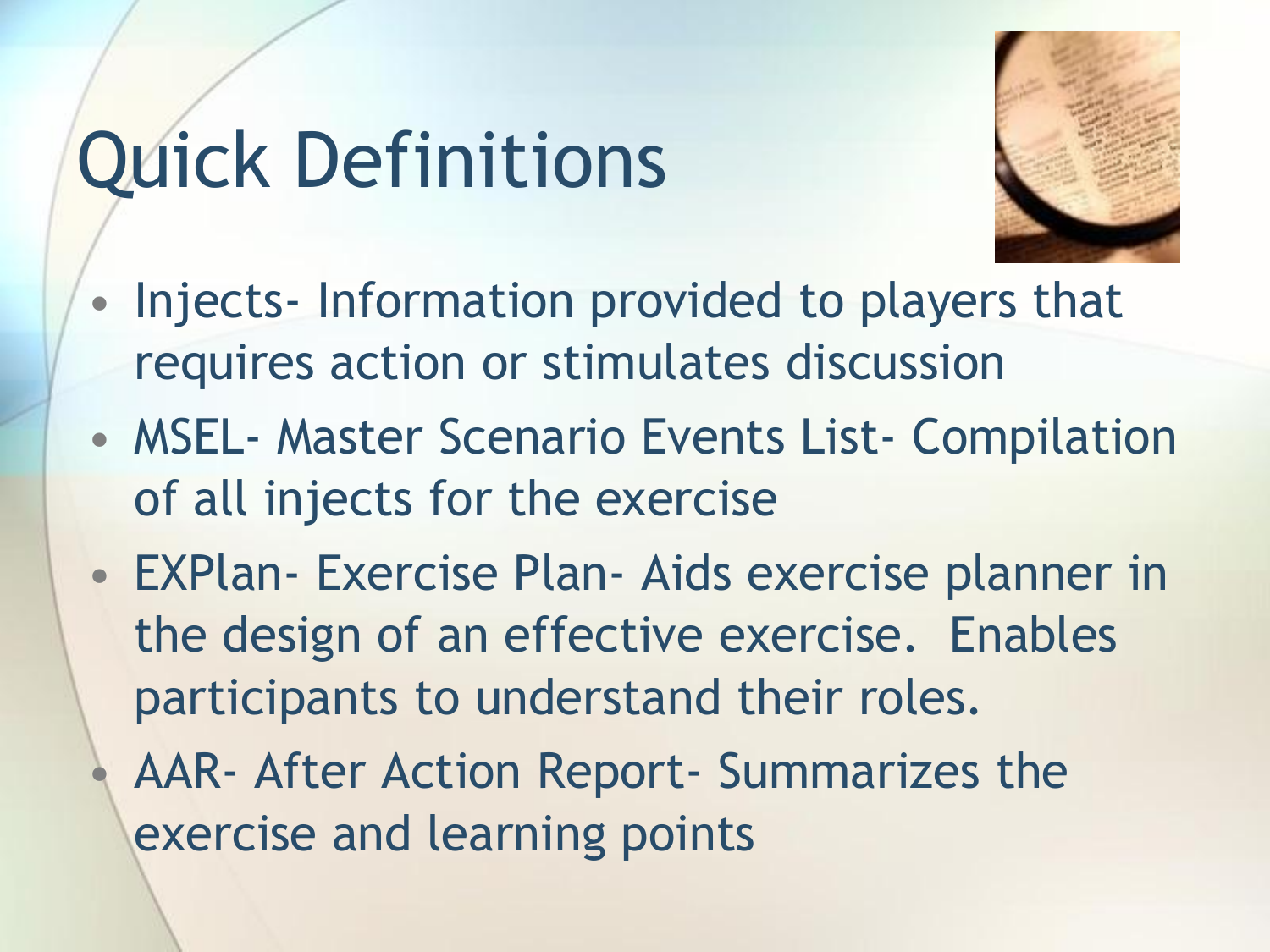# Quick Definitions

- Injects- Information provided to players that requires action or stimulates discussion
- MSEL- Master Scenario Events List- Compilation of all injects for the exercise
- EXPlan- Exercise Plan- Aids exercise planner in the design of an effective exercise. Enables participants to understand their roles.
- AAR- After Action Report- Summarizes the exercise and learning points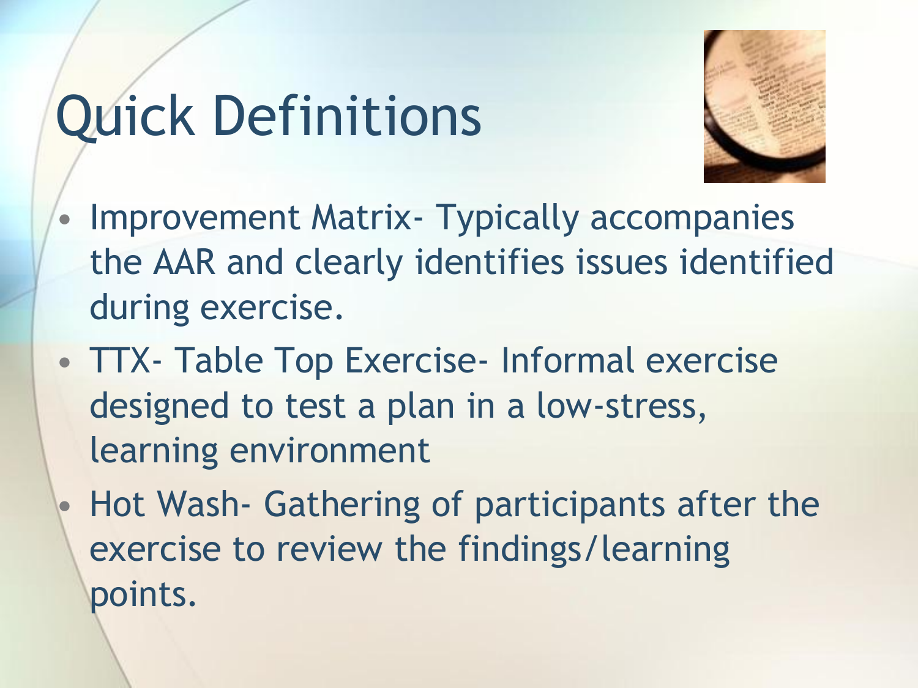# Quick Definitions

- Improvement Matrix- Typically accompanies the AAR and clearly identifies issues identified during exercise.
- TTX- Table Top Exercise- Informal exercise designed to test a plan in a low-stress, learning environment
- Hot Wash- Gathering of participants after the exercise to review the findings/learning points.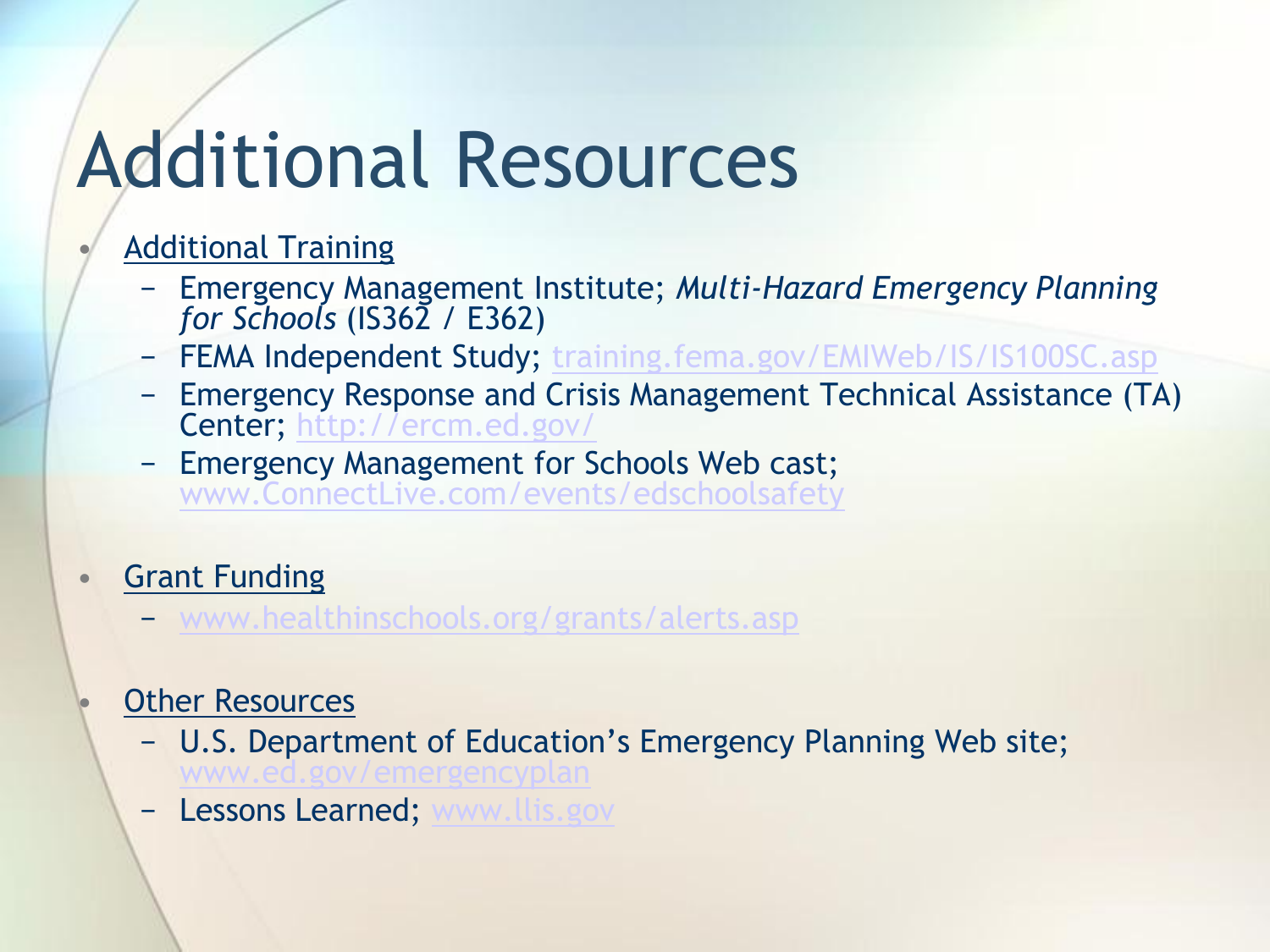# Additional Resources

- Additional Training
  - Emergency Management Institute; *Multi-Hazard Emergency Planning for Schools* (IS362 / E362)
  - FEMA Independent Study; training.fema.gov/EMIWeb/IS/IS100SC.asp
  - Emergency Response and Crisis Management Technical Assistance (TA) Center; http://ercm.ed.gov/
  - Emergency Management for Schools Web cast; www.ConnectLive.com/events/edschoolsafety
- Grant Funding
  - www.healthinschools.org/grants/alerts.asp
- Other Resources
  - U.S. Department of Education's Emergency Planning Web site; www.ed.gov/emergencyplan
  - Lessons Learned; www.llis.gov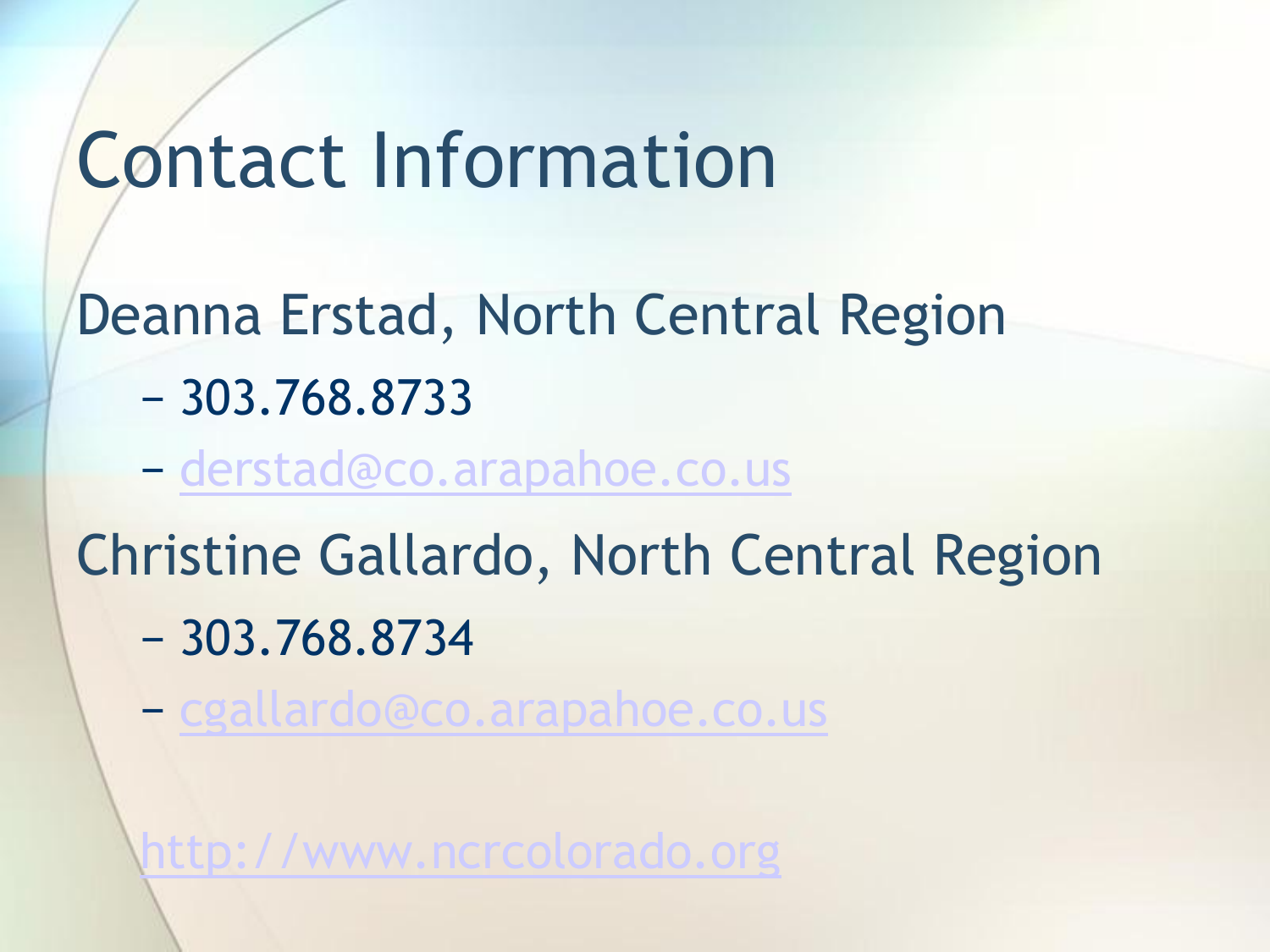# Contact Information

Deanna Erstad, North Central Region

- 303.768.8733
- derstad@co.arapahoe.co.us

Christine Gallardo, North Central Region

- 303.768.8734
- cgallardo@co.arapahoe.co.us

http://www.ncrcolorado.org